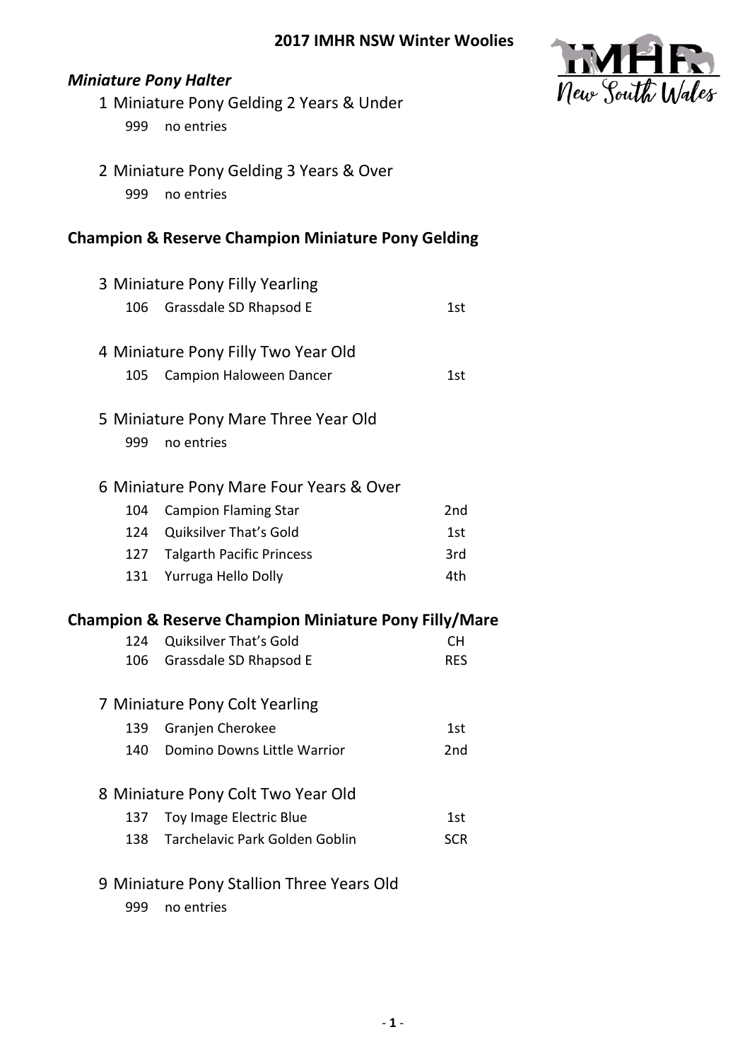# 2017 IMHR NSW Winter Woolies

## *Miniature Pony Halter*

### 1 Miniature Pony Gelding 2 Years & Under

| | | |
|---|---|---|
| 999 | no entries | |

### 2 Miniature Pony Gelding 3 Years & Over

| | | |
|---|---|---|
| 999 | no entries | |

## Champion & Reserve Champion Miniature Pony Gelding

### 3 Miniature Pony Filly Yearling

| | | |
|---|---|---|
| 106 | Grassdale SD Rhapsod E | 1st |

### 4 Miniature Pony Filly Two Year Old

| | | |
|---|---|---|
| 105 | Campion Haloween Dancer | 1st |

### 5 Miniature Pony Mare Three Year Old

| | | |
|---|---|---|
| 999 | no entries | |

### 6 Miniature Pony Mare Four Years & Over

| | | |
|---|---|---|
| 104 | Campion Flaming Star | 2nd |
| 124 | Quiksilver That's Gold | 1st |
| 127 | Talgarth Pacific Princess | 3rd |
| 131 | Yurruga Hello Dolly | 4th |

## Champion & Reserve Champion Miniature Pony Filly/Mare

| | | |
|---|---|---|
| 124 | Quiksilver That's Gold | CH |
| 106 | Grassdale SD Rhapsod E | RES |

### 7 Miniature Pony Colt Yearling

| | | |
|---|---|---|
| 139 | Granjen Cherokee | 1st |
| 140 | Domino Downs Little Warrior | 2nd |

### 8 Miniature Pony Colt Two Year Old

| | | |
|---|---|---|
| 137 | Toy Image Electric Blue | 1st |
| 138 | Tarchelavic Park Golden Goblin | SCR |

### 9 Miniature Pony Stallion Three Years Old

| | | |
|---|---|---|
| 999 | no entries | |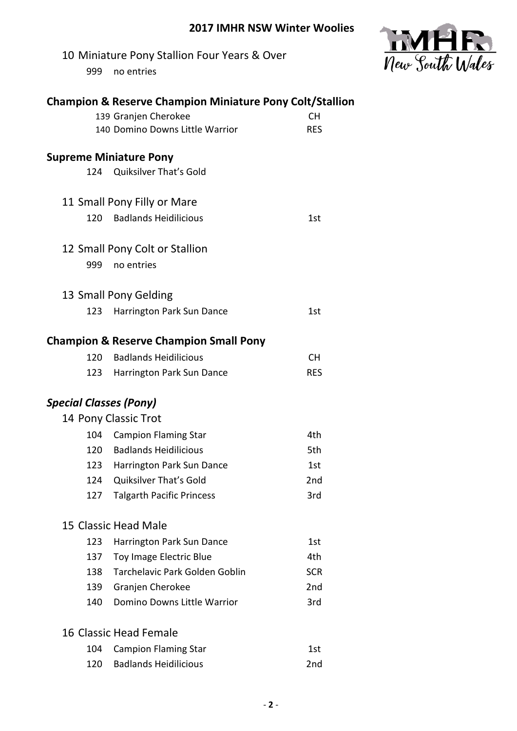## 2017 IMHR NSW Winter Woolies

### 10 Miniature Pony Stallion Four Years & Over

| | | |
|---|---|---|
| 999 | no entries | |

### Champion & Reserve Champion Miniature Pony Colt/Stallion

| | | |
|---|---|---|
| 139 | Granjen Cherokee | CH |
| 140 | Domino Downs Little Warrior | RES |

### Supreme Miniature Pony

| | | |
|---|---|---|
| 124 | Quiksilver That's Gold | |

### 11 Small Pony Filly or Mare

| | | |
|---|---|---|
| 120 | Badlands Heidilicious | 1st |

### 12 Small Pony Colt or Stallion

| | | |
|---|---|---|
| 999 | no entries | |

### 13 Small Pony Gelding

| | | |
|---|---|---|
| 123 | Harrington Park Sun Dance | 1st |

### Champion & Reserve Champion Small Pony

| | | |
|---|---|---|
| 120 | Badlands Heidilicious | CH |
| 123 | Harrington Park Sun Dance | RES |

## *Special Classes (Pony)*

### 14 Pony Classic Trot

| | | |
|---|---|---|
| 104 | Campion Flaming Star | 4th |
| 120 | Badlands Heidilicious | 5th |
| 123 | Harrington Park Sun Dance | 1st |
| 124 | Quiksilver That's Gold | 2nd |
| 127 | Talgarth Pacific Princess | 3rd |

### 15 Classic Head Male

| | | |
|---|---|---|
| 123 | Harrington Park Sun Dance | 1st |
| 137 | Toy Image Electric Blue | 4th |
| 138 | Tarchelavic Park Golden Goblin | SCR |
| 139 | Granjen Cherokee | 2nd |
| 140 | Domino Downs Little Warrior | 3rd |

### 16 Classic Head Female

| | | |
|---|---|---|
| 104 | Campion Flaming Star | 1st |
| 120 | Badlands Heidilicious | 2nd |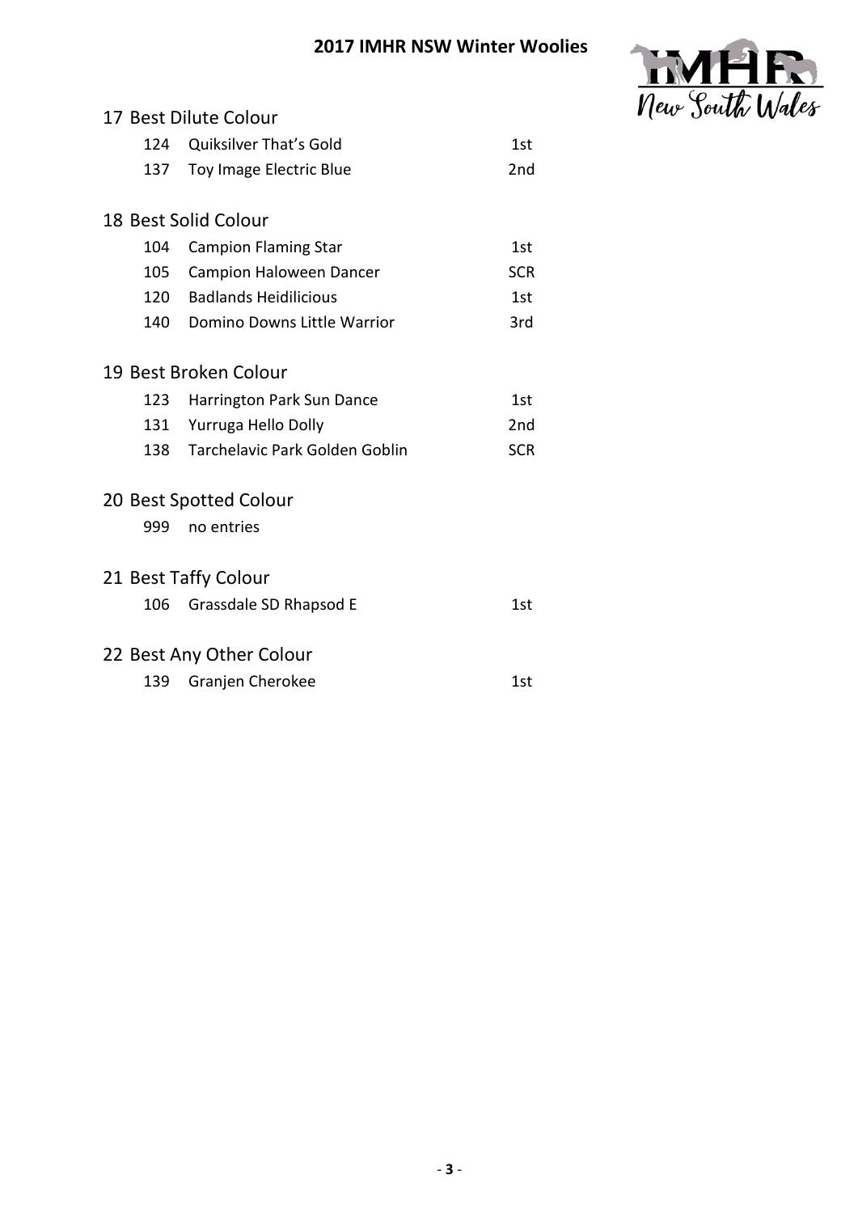## 17 Best Dilute Colour

| | | |
|---|---|---|
| 124 | Quiksilver That's Gold | 1st |
| 137 | Toy Image Electric Blue | 2nd |

## 18 Best Solid Colour

| | | |
|---|---|---|
| 104 | Campion Flaming Star | 1st |
| 105 | Campion Haloween Dancer | SCR |
| 120 | Badlands Heidilicious | 1st |
| 140 | Domino Downs Little Warrior | 3rd |

## 19 Best Broken Colour

| | | |
|---|---|---|
| 123 | Harrington Park Sun Dance | 1st |
| 131 | Yurruga Hello Dolly | 2nd |
| 138 | Tarchelavic Park Golden Goblin | SCR |

## 20 Best Spotted Colour

| | | |
|---|---|---|
| 999 | no entries | |

## 21 Best Taffy Colour

| | | |
|---|---|---|
| 106 | Grassdale SD Rhapsod E | 1st |

## 22 Best Any Other Colour

| | | |
|---|---|---|
| 139 | Granjen Cherokee | 1st |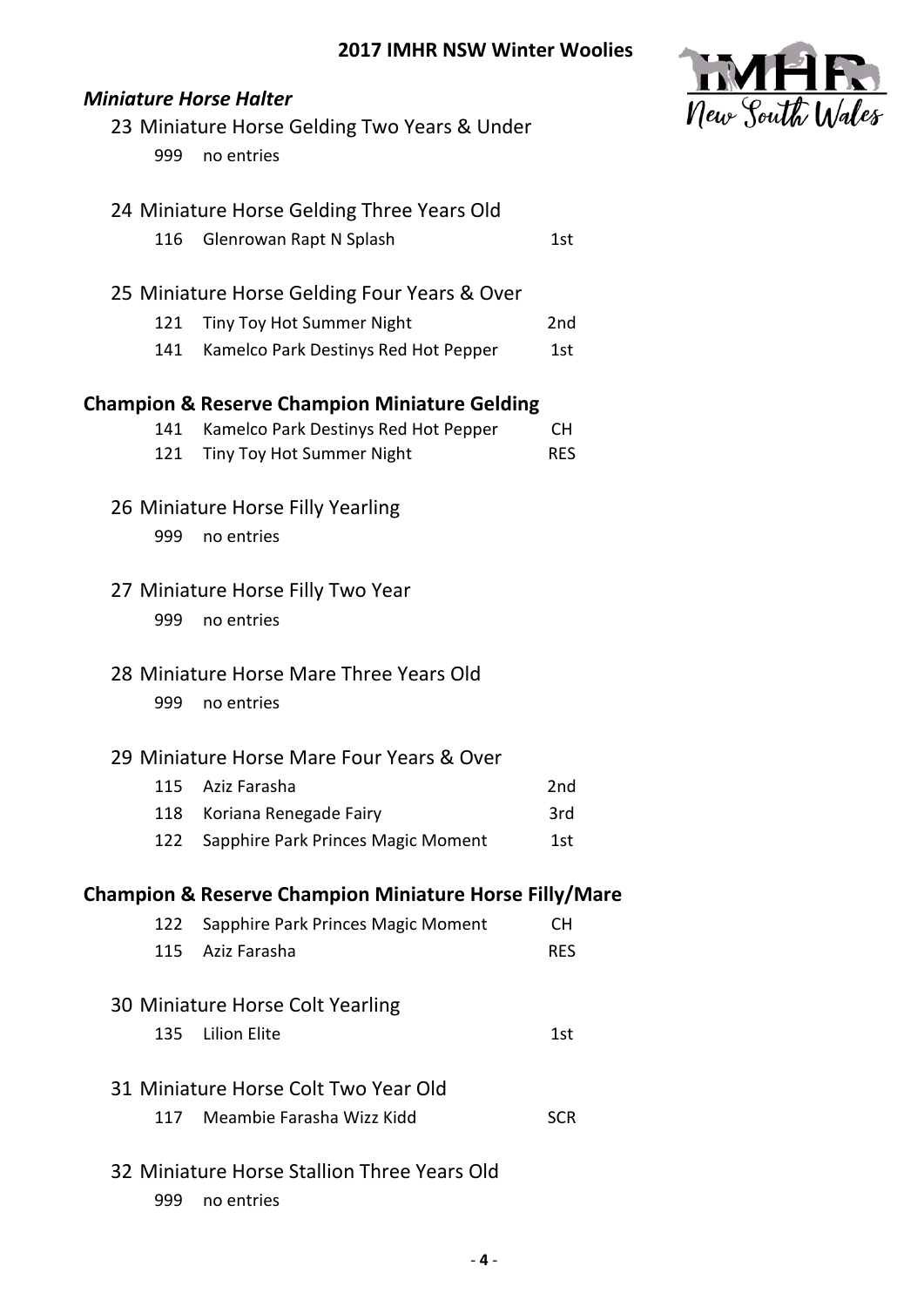## 2017 IMHR NSW Winter Woolies

### *Miniature Horse Halter*

#### 23 Miniature Horse Gelding Two Years & Under

| | | |
|---|---|---|
| 999 | no entries | |

#### 24 Miniature Horse Gelding Three Years Old

| | | |
|---|---|---|
| 116 | Glenrowan Rapt N Splash | 1st |

#### 25 Miniature Horse Gelding Four Years & Over

| | | |
|---|---|---|
| 121 | Tiny Toy Hot Summer Night | 2nd |
| 141 | Kamelco Park Destinys Red Hot Pepper | 1st |

### Champion & Reserve Champion Miniature Gelding

| | | |
|---|---|---|
| 141 | Kamelco Park Destinys Red Hot Pepper | CH |
| 121 | Tiny Toy Hot Summer Night | RES |

#### 26 Miniature Horse Filly Yearling

| | | |
|---|---|---|
| 999 | no entries | |

#### 27 Miniature Horse Filly Two Year

| | | |
|---|---|---|
| 999 | no entries | |

#### 28 Miniature Horse Mare Three Years Old

| | | |
|---|---|---|
| 999 | no entries | |

#### 29 Miniature Horse Mare Four Years & Over

| | | |
|---|---|---|
| 115 | Aziz Farasha | 2nd |
| 118 | Koriana Renegade Fairy | 3rd |
| 122 | Sapphire Park Princes Magic Moment | 1st |

### Champion & Reserve Champion Miniature Horse Filly/Mare

| | | |
|---|---|---|
| 122 | Sapphire Park Princes Magic Moment | CH |
| 115 | Aziz Farasha | RES |

#### 30 Miniature Horse Colt Yearling

| | | |
|---|---|---|
| 135 | Lilion Elite | 1st |

#### 31 Miniature Horse Colt Two Year Old

| | | |
|---|---|---|
| 117 | Meambie Farasha Wizz Kidd | SCR |

#### 32 Miniature Horse Stallion Three Years Old

| | | |
|---|---|---|
| 999 | no entries | |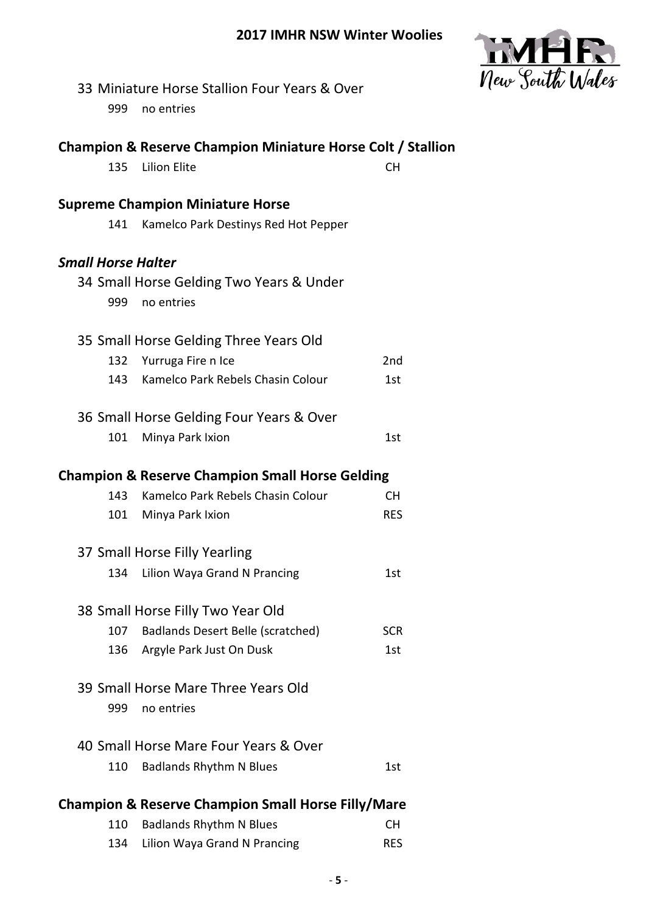33 Miniature Horse Stallion Four Years & Over

| | | |
|---|---|---|
| 999 | no entries | |

**Champion & Reserve Champion Miniature Horse Colt / Stallion**

| | | |
|---|---|---|
| 135 | Lilion Elite | CH |

**Supreme Champion Miniature Horse**

| | | |
|---|---|---|
| 141 | Kamelco Park Destinys Red Hot Pepper | |

***Small Horse Halter***

34 Small Horse Gelding Two Years & Under

| | | |
|---|---|---|
| 999 | no entries | |

35 Small Horse Gelding Three Years Old

| | | |
|---|---|---|
| 132 | Yurruga Fire n Ice | 2nd |
| 143 | Kamelco Park Rebels Chasin Colour | 1st |

36 Small Horse Gelding Four Years & Over

| | | |
|---|---|---|
| 101 | Minya Park Ixion | 1st |

**Champion & Reserve Champion Small Horse Gelding**

| | | |
|---|---|---|
| 143 | Kamelco Park Rebels Chasin Colour | CH |
| 101 | Minya Park Ixion | RES |

37 Small Horse Filly Yearling

| | | |
|---|---|---|
| 134 | Lilion Waya Grand N Prancing | 1st |

38 Small Horse Filly Two Year Old

| | | |
|---|---|---|
| 107 | Badlands Desert Belle (scratched) | SCR |
| 136 | Argyle Park Just On Dusk | 1st |

39 Small Horse Mare Three Years Old

| | | |
|---|---|---|
| 999 | no entries | |

40 Small Horse Mare Four Years & Over

| | | |
|---|---|---|
| 110 | Badlands Rhythm N Blues | 1st |

**Champion & Reserve Champion Small Horse Filly/Mare**

| | | |
|---|---|---|
| 110 | Badlands Rhythm N Blues | CH |
| 134 | Lilion Waya Grand N Prancing | RES |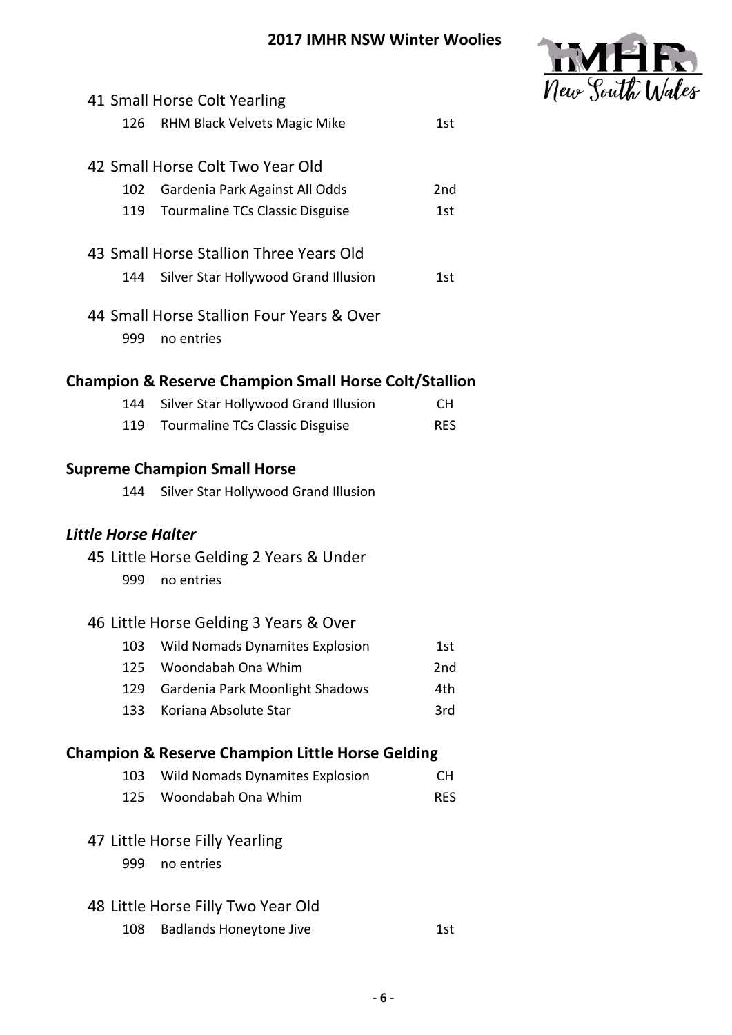41 Small Horse Colt Yearling

| | | |
|---|---|---|
| 126 | RHM Black Velvets Magic Mike | 1st |

42 Small Horse Colt Two Year Old

| | | |
|---|---|---|
| 102 | Gardenia Park Against All Odds | 2nd |
| 119 | Tourmaline TCs Classic Disguise | 1st |

43 Small Horse Stallion Three Years Old

| | | |
|---|---|---|
| 144 | Silver Star Hollywood Grand Illusion | 1st |

44 Small Horse Stallion Four Years & Over

| | |
|---|---|
| 999 | no entries |

**Champion & Reserve Champion Small Horse Colt/Stallion**

| | | |
|---|---|---|
| 144 | Silver Star Hollywood Grand Illusion | CH |
| 119 | Tourmaline TCs Classic Disguise | RES |

**Supreme Champion Small Horse**

| | |
|---|---|
| 144 | Silver Star Hollywood Grand Illusion |

***Little Horse Halter***

45 Little Horse Gelding 2 Years & Under

| | |
|---|---|
| 999 | no entries |

46 Little Horse Gelding 3 Years & Over

| | | |
|---|---|---|
| 103 | Wild Nomads Dynamites Explosion | 1st |
| 125 | Woondabah Ona Whim | 2nd |
| 129 | Gardenia Park Moonlight Shadows | 4th |
| 133 | Koriana Absolute Star | 3rd |

**Champion & Reserve Champion Little Horse Gelding**

| | | |
|---|---|---|
| 103 | Wild Nomads Dynamites Explosion | CH |
| 125 | Woondabah Ona Whim | RES |

47 Little Horse Filly Yearling

| | |
|---|---|
| 999 | no entries |

48 Little Horse Filly Two Year Old

| | | |
|---|---|---|
| 108 | Badlands Honeytone Jive | 1st |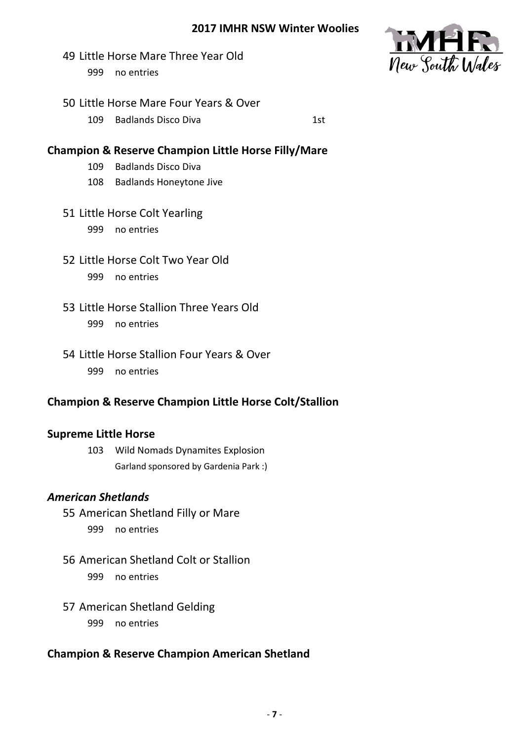49 Little Horse Mare Three Year Old

999 no entries

50 Little Horse Mare Four Years & Over

109 Badlands Disco Diva 1st

**Champion & Reserve Champion Little Horse Filly/Mare**

109 Badlands Disco Diva

108 Badlands Honeytone Jive

51 Little Horse Colt Yearling

999 no entries

52 Little Horse Colt Two Year Old

999 no entries

53 Little Horse Stallion Three Years Old

999 no entries

54 Little Horse Stallion Four Years & Over

999 no entries

**Champion & Reserve Champion Little Horse Colt/Stallion**

**Supreme Little Horse**

103 Wild Nomads Dynamites Explosion

Garland sponsored by Gardenia Park :)

***American Shetlands***

55 American Shetland Filly or Mare

999 no entries

56 American Shetland Colt or Stallion

999 no entries

57 American Shetland Gelding

999 no entries

**Champion & Reserve Champion American Shetland**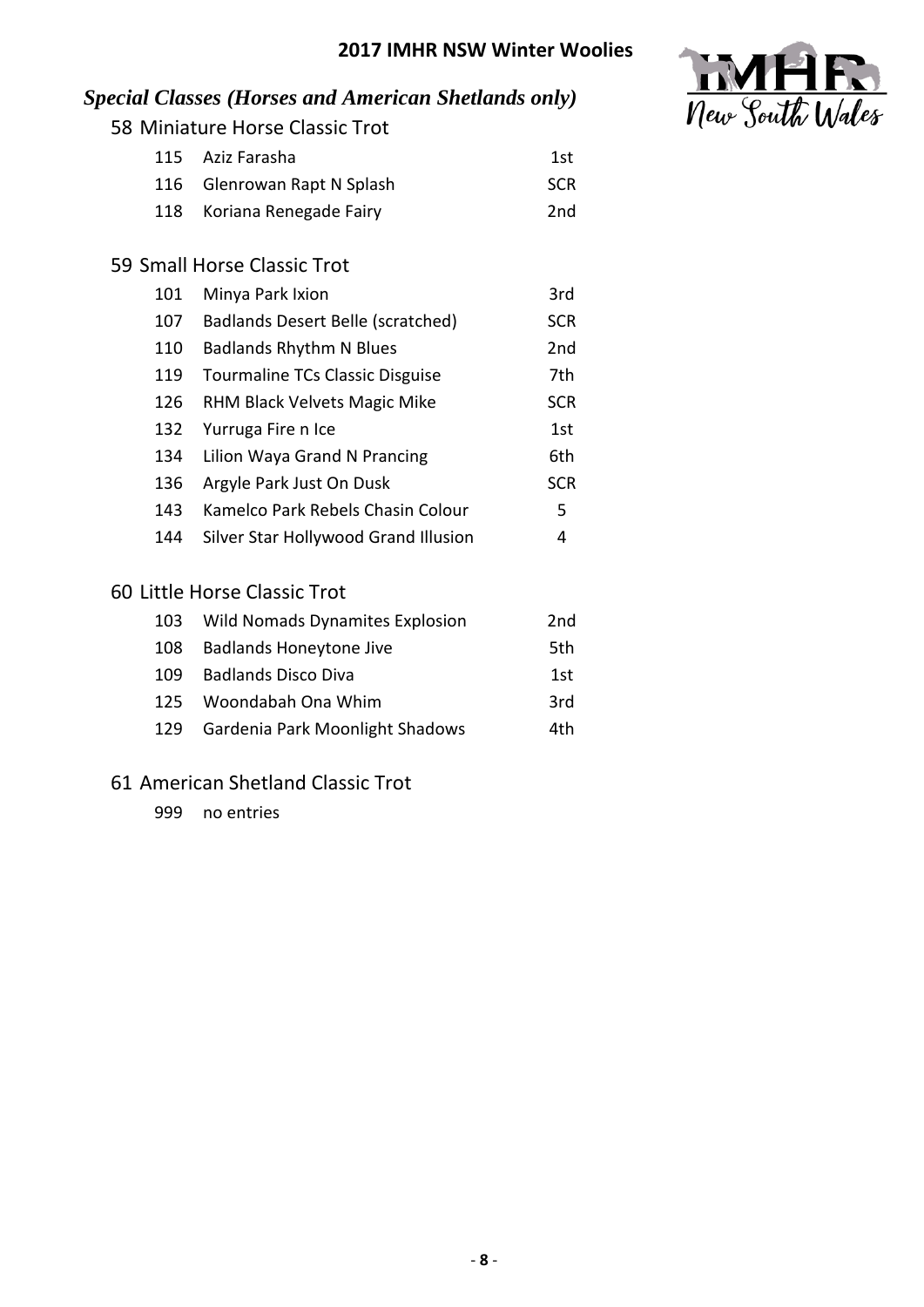## 2017 IMHR NSW Winter Woolies

### *Special Classes (Horses and American Shetlands only)*

#### 58 Miniature Horse Classic Trot

| | | |
|---|---|---|
| 115 | Aziz Farasha | 1st |
| 116 | Glenrowan Rapt N Splash | SCR |
| 118 | Koriana Renegade Fairy | 2nd |

#### 59 Small Horse Classic Trot

| | | |
|---|---|---|
| 101 | Minya Park Ixion | 3rd |
| 107 | Badlands Desert Belle (scratched) | SCR |
| 110 | Badlands Rhythm N Blues | 2nd |
| 119 | Tourmaline TCs Classic Disguise | 7th |
| 126 | RHM Black Velvets Magic Mike | SCR |
| 132 | Yurruga Fire n Ice | 1st |
| 134 | Lilion Waya Grand N Prancing | 6th |
| 136 | Argyle Park Just On Dusk | SCR |
| 143 | Kamelco Park Rebels Chasin Colour | 5 |
| 144 | Silver Star Hollywood Grand Illusion | 4 |

#### 60 Little Horse Classic Trot

| | | |
|---|---|---|
| 103 | Wild Nomads Dynamites Explosion | 2nd |
| 108 | Badlands Honeytone Jive | 5th |
| 109 | Badlands Disco Diva | 1st |
| 125 | Woondabah Ona Whim | 3rd |
| 129 | Gardenia Park Moonlight Shadows | 4th |

#### 61 American Shetland Classic Trot

| | | |
|---|---|---|
| 999 | no entries | |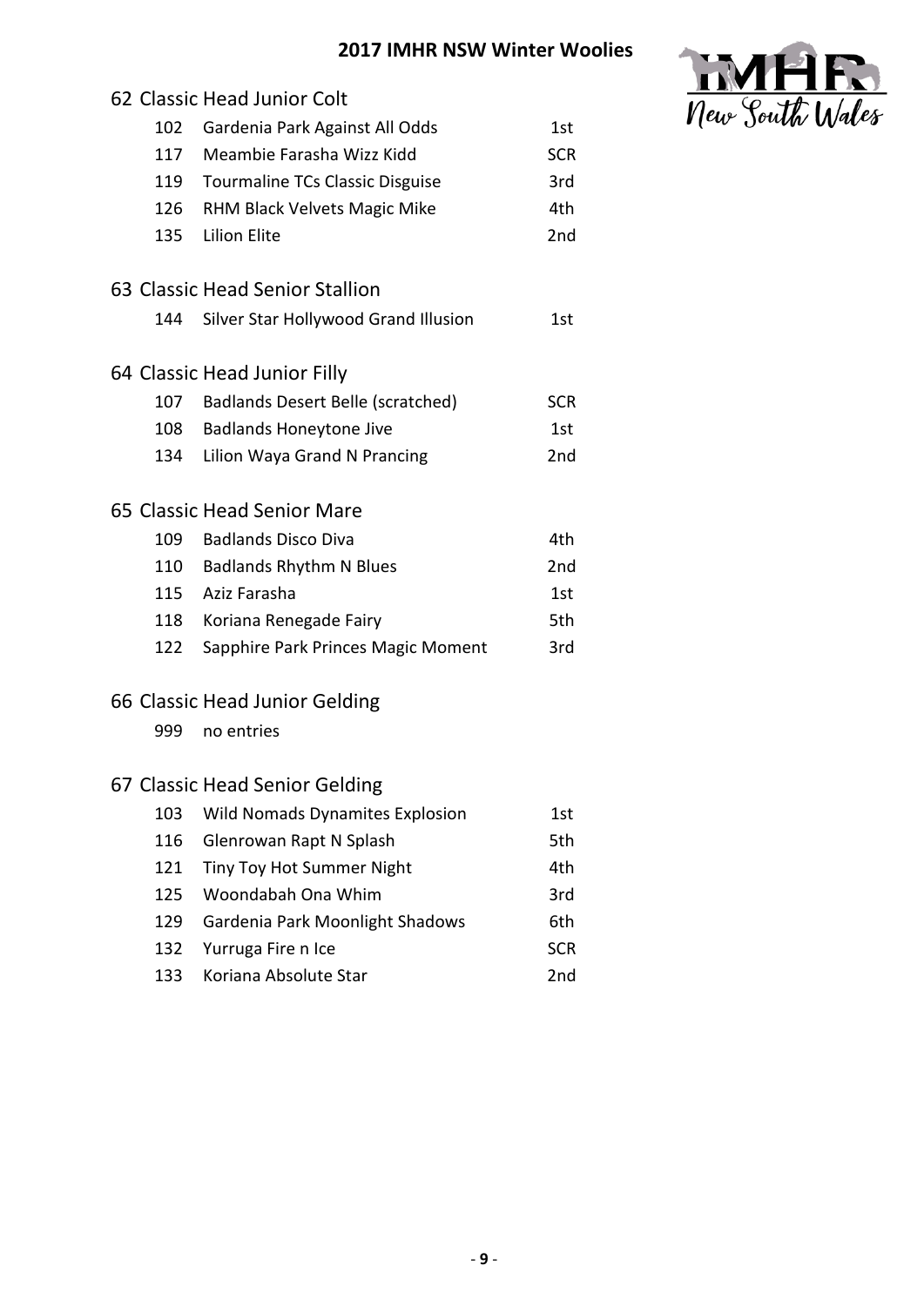# 2017 IMHR NSW Winter Woolies

## 62 Classic Head Junior Colt

| | | |
|---|---|---|
| 102 | Gardenia Park Against All Odds | 1st |
| 117 | Meambie Farasha Wizz Kidd | SCR |
| 119 | Tourmaline TCs Classic Disguise | 3rd |
| 126 | RHM Black Velvets Magic Mike | 4th |
| 135 | Lilion Elite | 2nd |

## 63 Classic Head Senior Stallion

| | | |
|---|---|---|
| 144 | Silver Star Hollywood Grand Illusion | 1st |

## 64 Classic Head Junior Filly

| | | |
|---|---|---|
| 107 | Badlands Desert Belle (scratched) | SCR |
| 108 | Badlands Honeytone Jive | 1st |
| 134 | Lilion Waya Grand N Prancing | 2nd |

## 65 Classic Head Senior Mare

| | | |
|---|---|---|
| 109 | Badlands Disco Diva | 4th |
| 110 | Badlands Rhythm N Blues | 2nd |
| 115 | Aziz Farasha | 1st |
| 118 | Koriana Renegade Fairy | 5th |
| 122 | Sapphire Park Princes Magic Moment | 3rd |

## 66 Classic Head Junior Gelding

| | | |
|---|---|---|
| 999 | no entries | |

## 67 Classic Head Senior Gelding

| | | |
|---|---|---|
| 103 | Wild Nomads Dynamites Explosion | 1st |
| 116 | Glenrowan Rapt N Splash | 5th |
| 121 | Tiny Toy Hot Summer Night | 4th |
| 125 | Woondabah Ona Whim | 3rd |
| 129 | Gardenia Park Moonlight Shadows | 6th |
| 132 | Yurruga Fire n Ice | SCR |
| 133 | Koriana Absolute Star | 2nd |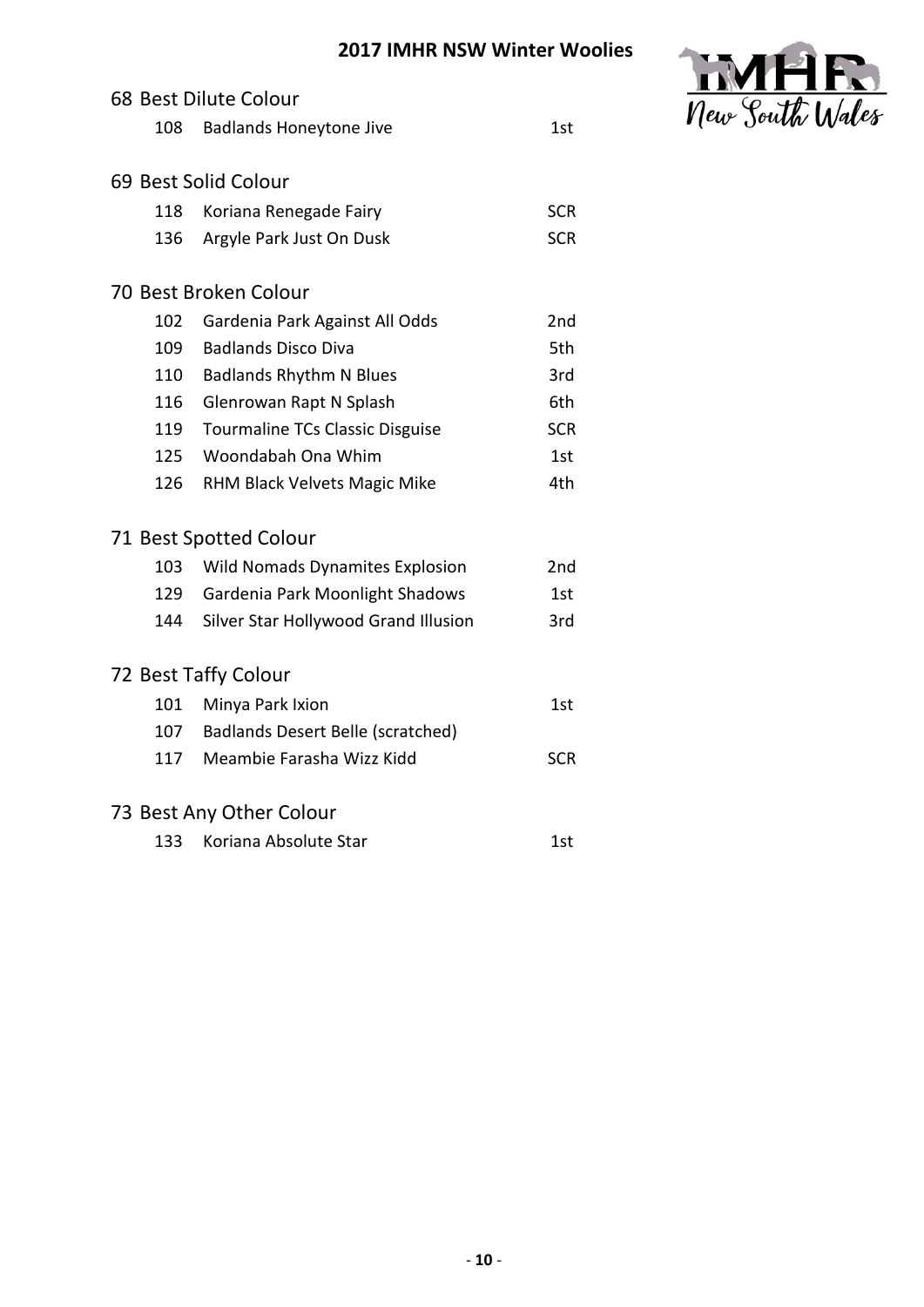# 2017 IMHR NSW Winter Woolies

## 68 Best Dilute Colour

| | | |
|---|---|---|
| 108 | Badlands Honeytone Jive | 1st |

## 69 Best Solid Colour

| | | |
|---|---|---|
| 118 | Koriana Renegade Fairy | SCR |
| 136 | Argyle Park Just On Dusk | SCR |

## 70 Best Broken Colour

| | | |
|---|---|---|
| 102 | Gardenia Park Against All Odds | 2nd |
| 109 | Badlands Disco Diva | 5th |
| 110 | Badlands Rhythm N Blues | 3rd |
| 116 | Glenrowan Rapt N Splash | 6th |
| 119 | Tourmaline TCs Classic Disguise | SCR |
| 125 | Woondabah Ona Whim | 1st |
| 126 | RHM Black Velvets Magic Mike | 4th |

## 71 Best Spotted Colour

| | | |
|---|---|---|
| 103 | Wild Nomads Dynamites Explosion | 2nd |
| 129 | Gardenia Park Moonlight Shadows | 1st |
| 144 | Silver Star Hollywood Grand Illusion | 3rd |

## 72 Best Taffy Colour

| | | |
|---|---|---|
| 101 | Minya Park Ixion | 1st |
| 107 | Badlands Desert Belle (scratched) | |
| 117 | Meambie Farasha Wizz Kidd | SCR |

## 73 Best Any Other Colour

| | | |
|---|---|---|
| 133 | Koriana Absolute Star | 1st |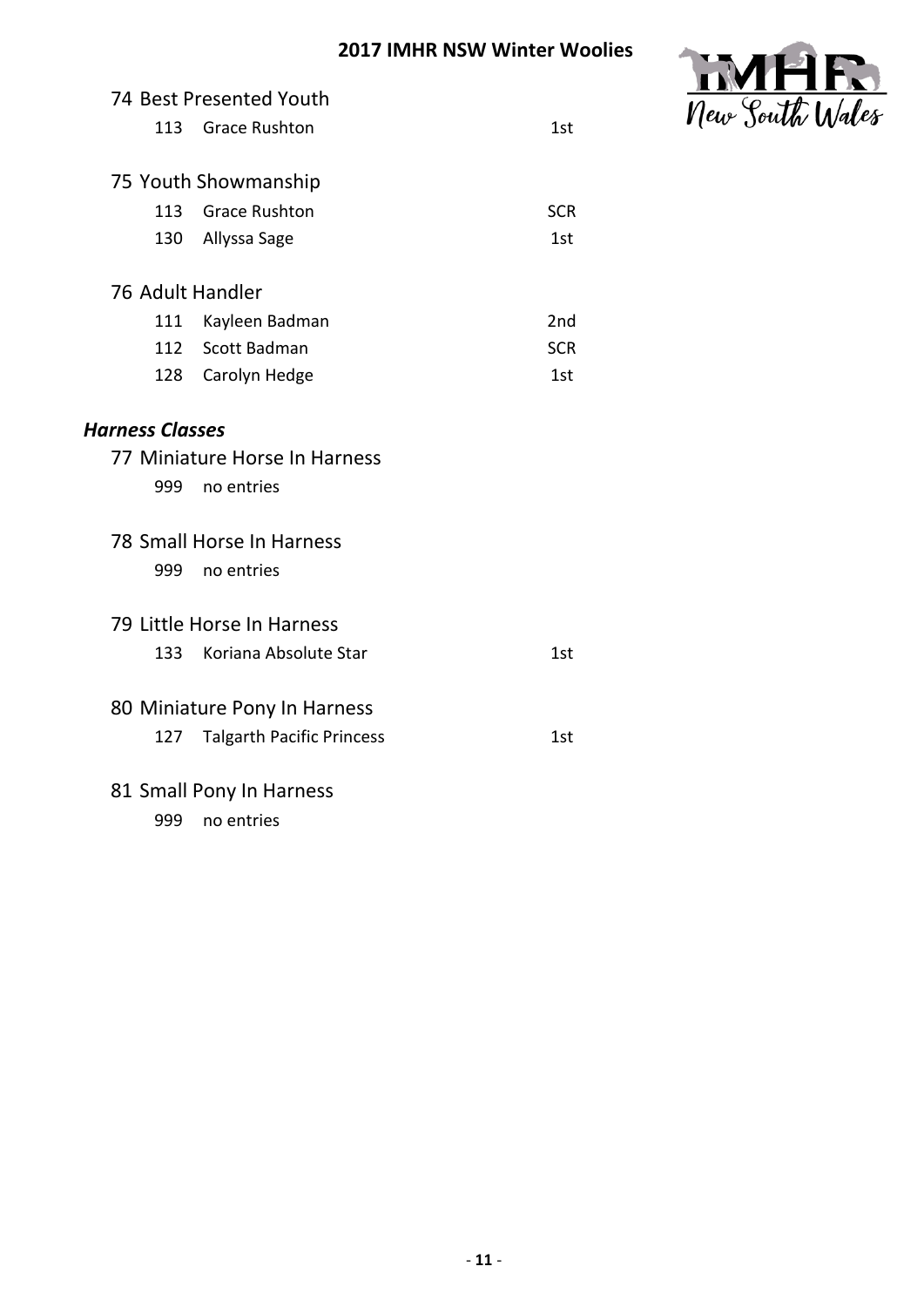## 74 Best Presented Youth

| | | |
|---|---|---|
| 113 | Grace Rushton | 1st |

## 75 Youth Showmanship

| | | |
|---|---|---|
| 113 | Grace Rushton | SCR |
| 130 | Allyssa Sage | 1st |

## 76 Adult Handler

| | | |
|---|---|---|
| 111 | Kayleen Badman | 2nd |
| 112 | Scott Badman | SCR |
| 128 | Carolyn Hedge | 1st |

# *Harness Classes*

## 77 Miniature Horse In Harness

| | | |
|---|---|---|
| 999 | no entries | |

## 78 Small Horse In Harness

| | | |
|---|---|---|
| 999 | no entries | |

## 79 Little Horse In Harness

| | | |
|---|---|---|
| 133 | Koriana Absolute Star | 1st |

## 80 Miniature Pony In Harness

| | | |
|---|---|---|
| 127 | Talgarth Pacific Princess | 1st |

## 81 Small Pony In Harness

| | | |
|---|---|---|
| 999 | no entries | |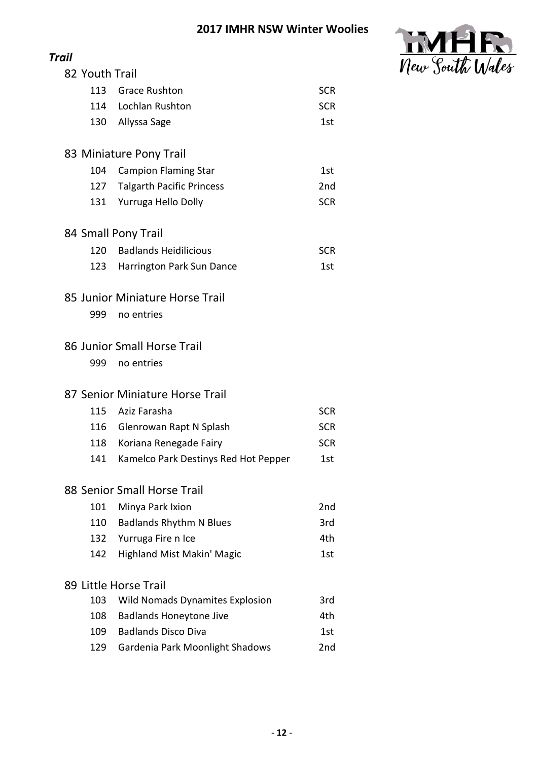## 2017 IMHR NSW Winter Woolies

### *Trail*

#### 82 Youth Trail

| | | |
|---|---|---|
| 113 | Grace Rushton | SCR |
| 114 | Lochlan Rushton | SCR |
| 130 | Allyssa Sage | 1st |

#### 83 Miniature Pony Trail

| | | |
|---|---|---|
| 104 | Campion Flaming Star | 1st |
| 127 | Talgarth Pacific Princess | 2nd |
| 131 | Yurruga Hello Dolly | SCR |

#### 84 Small Pony Trail

| | | |
|---|---|---|
| 120 | Badlands Heidilicious | SCR |
| 123 | Harrington Park Sun Dance | 1st |

#### 85 Junior Miniature Horse Trail

| | |
|---|---|
| 999 | no entries |

#### 86 Junior Small Horse Trail

| | |
|---|---|
| 999 | no entries |

#### 87 Senior Miniature Horse Trail

| | | |
|---|---|---|
| 115 | Aziz Farasha | SCR |
| 116 | Glenrowan Rapt N Splash | SCR |
| 118 | Koriana Renegade Fairy | SCR |
| 141 | Kamelco Park Destinys Red Hot Pepper | 1st |

#### 88 Senior Small Horse Trail

| | | |
|---|---|---|
| 101 | Minya Park Ixion | 2nd |
| 110 | Badlands Rhythm N Blues | 3rd |
| 132 | Yurruga Fire n Ice | 4th |
| 142 | Highland Mist Makin' Magic | 1st |

#### 89 Little Horse Trail

| | | |
|---|---|---|
| 103 | Wild Nomads Dynamites Explosion | 3rd |
| 108 | Badlands Honeytone Jive | 4th |
| 109 | Badlands Disco Diva | 1st |
| 129 | Gardenia Park Moonlight Shadows | 2nd |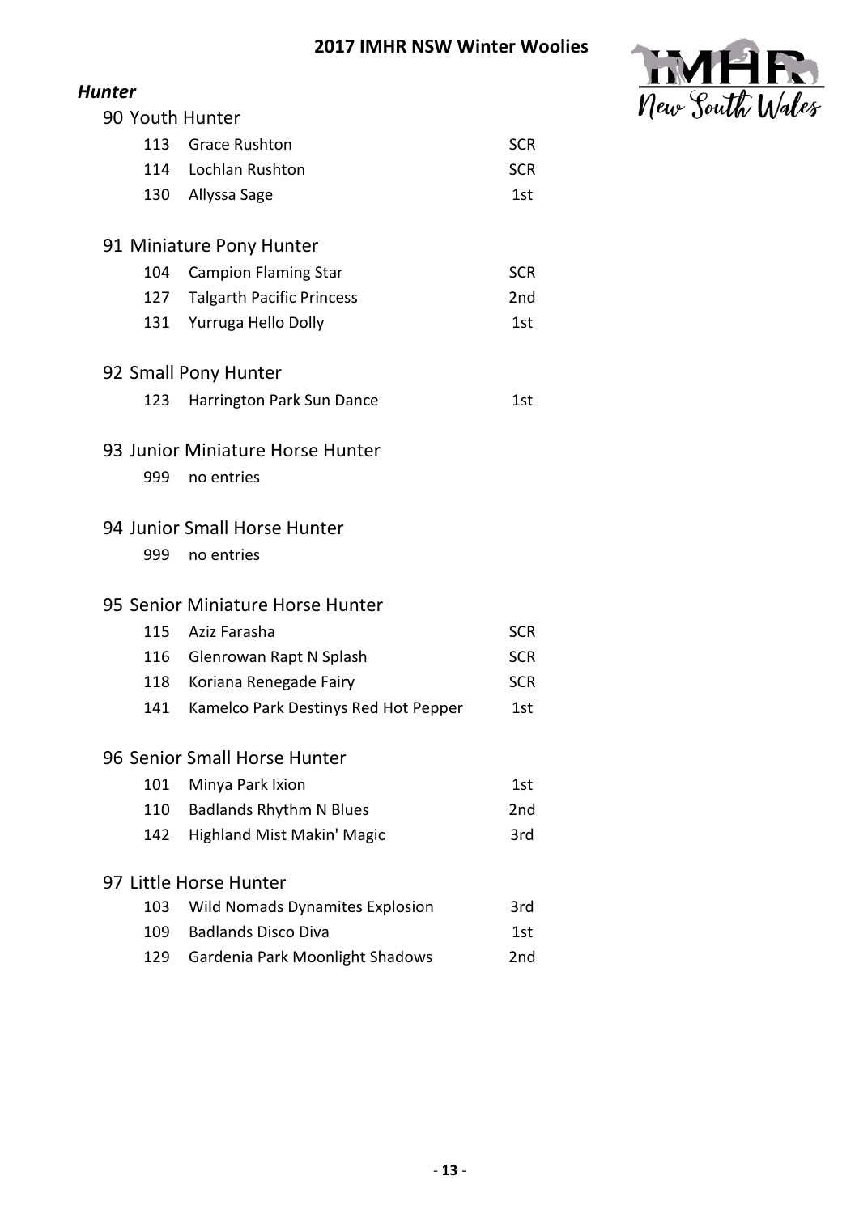## 2017 IMHR NSW Winter Woolies

### *Hunter*

**90 Youth Hunter**

| | | |
|---|---|---|
| 113 | Grace Rushton | SCR |
| 114 | Lochlan Rushton | SCR |
| 130 | Allyssa Sage | 1st |

**91 Miniature Pony Hunter**

| | | |
|---|---|---|
| 104 | Campion Flaming Star | SCR |
| 127 | Talgarth Pacific Princess | 2nd |
| 131 | Yurruga Hello Dolly | 1st |

**92 Small Pony Hunter**

| | | |
|---|---|---|
| 123 | Harrington Park Sun Dance | 1st |

**93 Junior Miniature Horse Hunter**

| | | |
|---|---|---|
| 999 | no entries | |

**94 Junior Small Horse Hunter**

| | | |
|---|---|---|
| 999 | no entries | |

**95 Senior Miniature Horse Hunter**

| | | |
|---|---|---|
| 115 | Aziz Farasha | SCR |
| 116 | Glenrowan Rapt N Splash | SCR |
| 118 | Koriana Renegade Fairy | SCR |
| 141 | Kamelco Park Destinys Red Hot Pepper | 1st |

**96 Senior Small Horse Hunter**

| | | |
|---|---|---|
| 101 | Minya Park Ixion | 1st |
| 110 | Badlands Rhythm N Blues | 2nd |
| 142 | Highland Mist Makin' Magic | 3rd |

**97 Little Horse Hunter**

| | | |
|---|---|---|
| 103 | Wild Nomads Dynamites Explosion | 3rd |
| 109 | Badlands Disco Diva | 1st |
| 129 | Gardenia Park Moonlight Shadows | 2nd |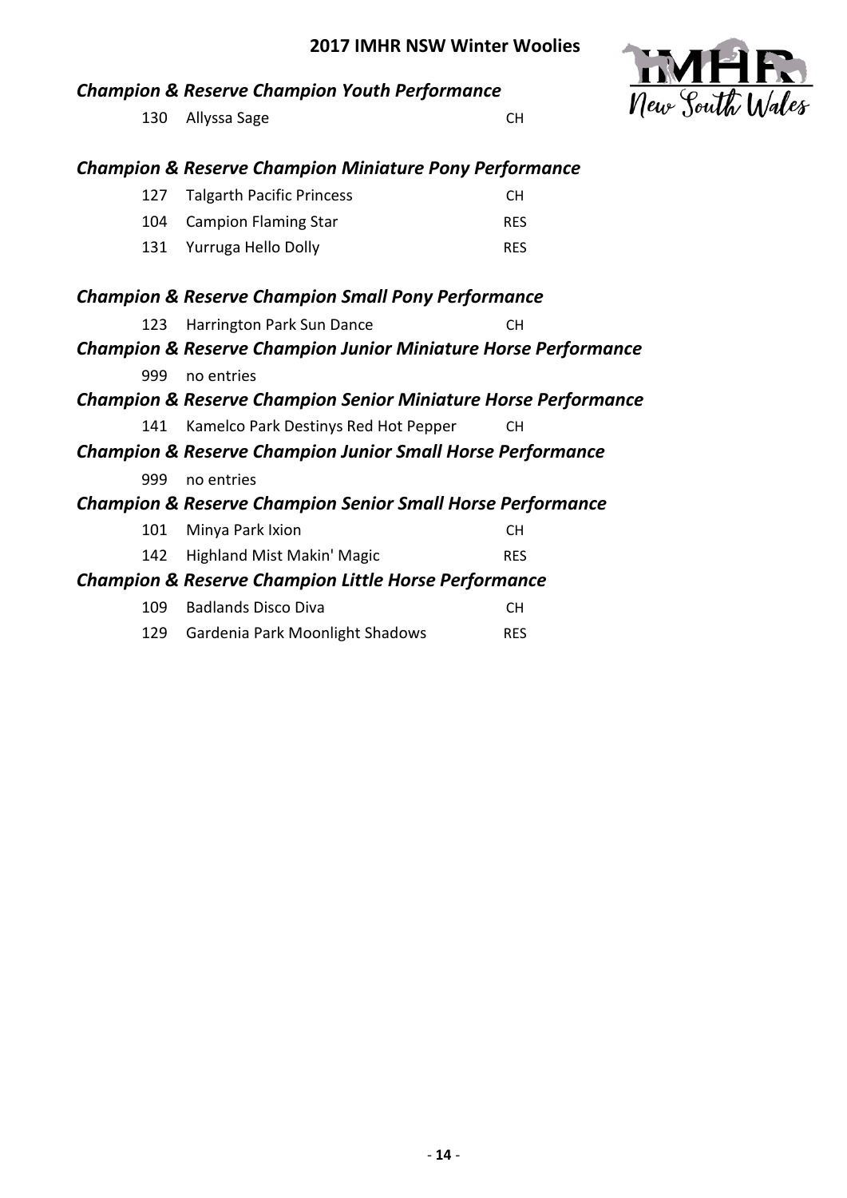## 2017 IMHR NSW Winter Woolies

### *Champion & Reserve Champion Youth Performance*

| | | |
|---|---|---|
| 130 | Allyssa Sage | CH |

### *Champion & Reserve Champion Miniature Pony Performance*

| | | |
|---|---|---|
| 127 | Talgarth Pacific Princess | CH |
| 104 | Campion Flaming Star | RES |
| 131 | Yurruga Hello Dolly | RES |

### *Champion & Reserve Champion Small Pony Performance*

| | | |
|---|---|---|
| 123 | Harrington Park Sun Dance | CH |

### *Champion & Reserve Champion Junior Miniature Horse Performance*

| | | |
|---|---|---|
| 999 | no entries | |

### *Champion & Reserve Champion Senior Miniature Horse Performance*

| | | |
|---|---|---|
| 141 | Kamelco Park Destinys Red Hot Pepper | CH |

### *Champion & Reserve Champion Junior Small Horse Performance*

| | | |
|---|---|---|
| 999 | no entries | |

### *Champion & Reserve Champion Senior Small Horse Performance*

| | | |
|---|---|---|
| 101 | Minya Park Ixion | CH |
| 142 | Highland Mist Makin' Magic | RES |

### *Champion & Reserve Champion Little Horse Performance*

| | | |
|---|---|---|
| 109 | Badlands Disco Diva | CH |
| 129 | Gardenia Park Moonlight Shadows | RES |